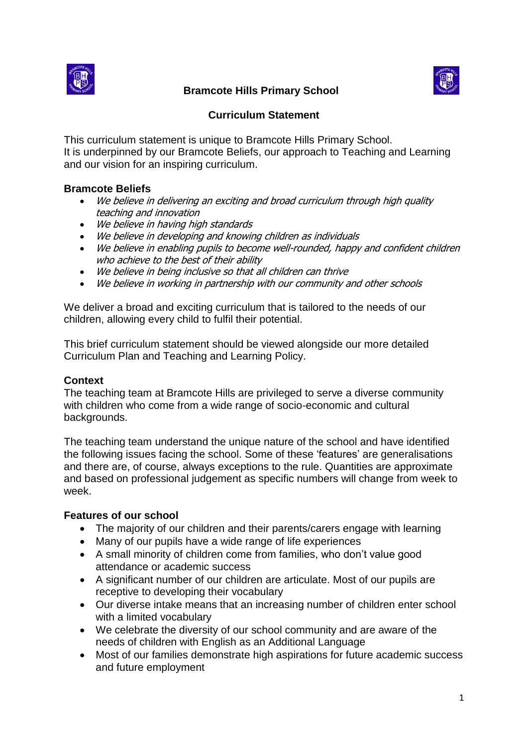# Bramcote Hills Primary School

## Curriculum Statement

This curriculum statement is unique to Bramcote Hills Primary School.
It is underpinned by our Bramcote Beliefs, our approach to Teaching and Learning and our vision for an inspiring curriculum.

**Bramcote Beliefs**

- *We believe in delivering an exciting and broad curriculum through high quality teaching and innovation*
- *We believe in having high standards*
- *We believe in developing and knowing children as individuals*
- *We believe in enabling pupils to become well-rounded, happy and confident children who achieve to the best of their ability*
- *We believe in being inclusive so that all children can thrive*
- *We believe in working in partnership with our community and other schools*

We deliver a broad and exciting curriculum that is tailored to the needs of our children, allowing every child to fulfil their potential.

This brief curriculum statement should be viewed alongside our more detailed Curriculum Plan and Teaching and Learning Policy.

**Context**

The teaching team at Bramcote Hills are privileged to serve a diverse community with children who come from a wide range of socio-economic and cultural backgrounds.

The teaching team understand the unique nature of the school and have identified the following issues facing the school. Some of these 'features' are generalisations and there are, of course, always exceptions to the rule. Quantities are approximate and based on professional judgement as specific numbers will change from week to week.

**Features of our school**

- The majority of our children and their parents/carers engage with learning
- Many of our pupils have a wide range of life experiences
- A small minority of children come from families, who don't value good attendance or academic success
- A significant number of our children are articulate. Most of our pupils are receptive to developing their vocabulary
- Our diverse intake means that an increasing number of children enter school with a limited vocabulary
- We celebrate the diversity of our school community and are aware of the needs of children with English as an Additional Language
- Most of our families demonstrate high aspirations for future academic success and future employment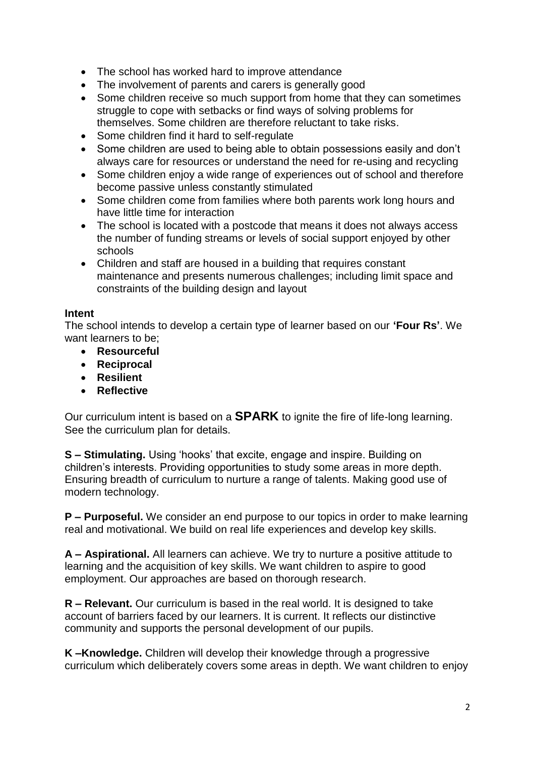- The school has worked hard to improve attendance
- The involvement of parents and carers is generally good
- Some children receive so much support from home that they can sometimes struggle to cope with setbacks or find ways of solving problems for themselves. Some children are therefore reluctant to take risks.
- Some children find it hard to self-regulate
- Some children are used to being able to obtain possessions easily and don't always care for resources or understand the need for re-using and recycling
- Some children enjoy a wide range of experiences out of school and therefore become passive unless constantly stimulated
- Some children come from families where both parents work long hours and have little time for interaction
- The school is located with a postcode that means it does not always access the number of funding streams or levels of social support enjoyed by other schools
- Children and staff are housed in a building that requires constant maintenance and presents numerous challenges; including limit space and constraints of the building design and layout

**Intent**

The school intends to develop a certain type of learner based on our **'Four Rs'**. We want learners to be;

- **Resourceful**
- **Reciprocal**
- **Resilient**
- **Reflective**

Our curriculum intent is based on a **SPARK** to ignite the fire of life-long learning. See the curriculum plan for details.

**S – Stimulating.** Using 'hooks' that excite, engage and inspire. Building on children's interests. Providing opportunities to study some areas in more depth. Ensuring breadth of curriculum to nurture a range of talents. Making good use of modern technology.

**P – Purposeful.** We consider an end purpose to our topics in order to make learning real and motivational. We build on real life experiences and develop key skills.

**A – Aspirational.** All learners can achieve. We try to nurture a positive attitude to learning and the acquisition of key skills. We want children to aspire to good employment. Our approaches are based on thorough research.

**R – Relevant.** Our curriculum is based in the real world. It is designed to take account of barriers faced by our learners. It is current. It reflects our distinctive community and supports the personal development of our pupils.

**K –Knowledge.** Children will develop their knowledge through a progressive curriculum which deliberately covers some areas in depth. We want children to enjoy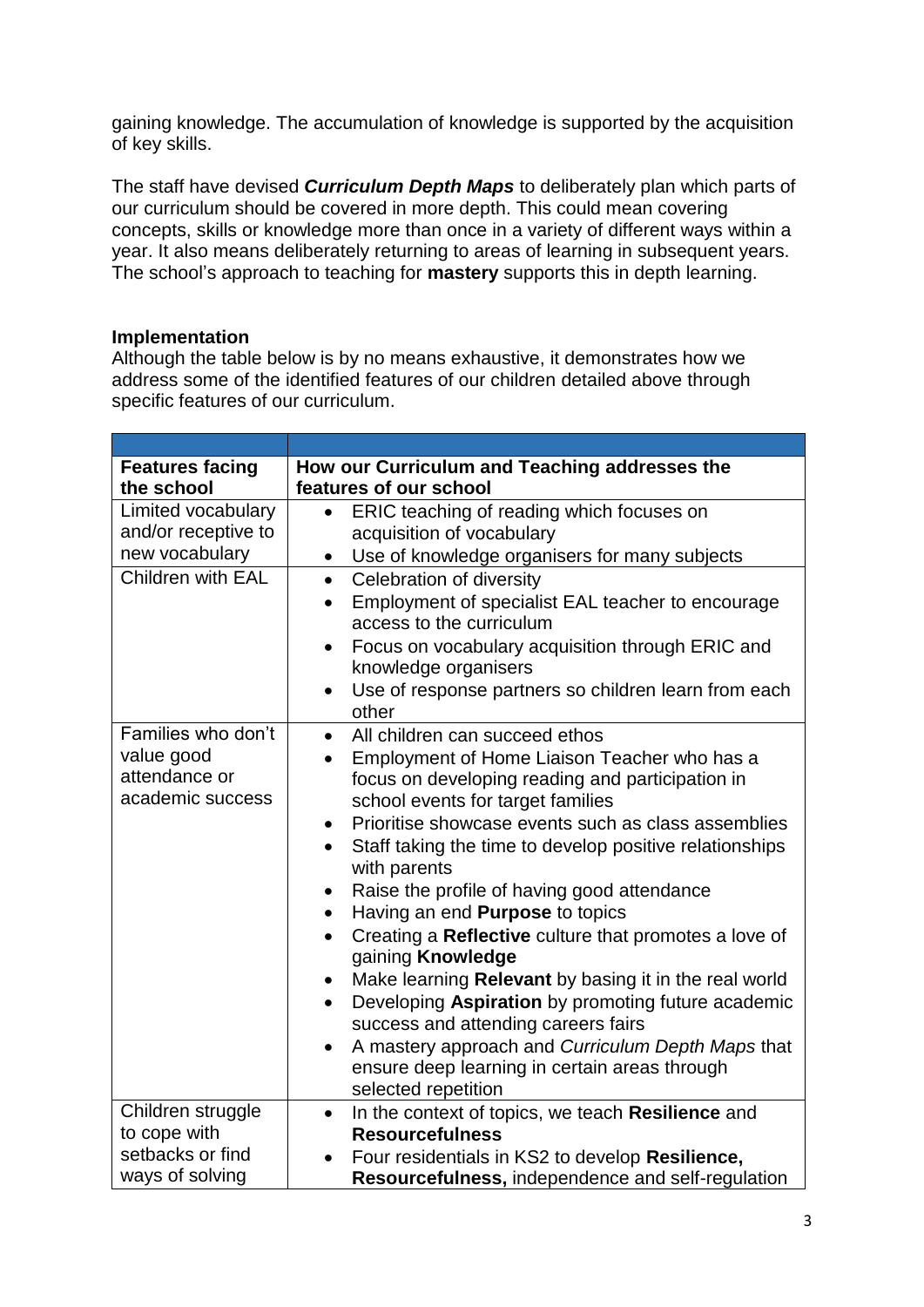gaining knowledge. The accumulation of knowledge is supported by the acquisition of key skills.

The staff have devised ***Curriculum Depth Maps*** to deliberately plan which parts of our curriculum should be covered in more depth. This could mean covering concepts, skills or knowledge more than once in a variety of different ways within a year. It also means deliberately returning to areas of learning in subsequent years. The school's approach to teaching for **mastery** supports this in depth learning.

**Implementation**

Although the table below is by no means exhaustive, it demonstrates how we address some of the identified features of our children detailed above through specific features of our curriculum.

| **Features facing the school** | **How our Curriculum and Teaching addresses the features of our school** |
|---|---|
| Limited vocabulary and/or receptive to new vocabulary | • ERIC teaching of reading which focuses on acquisition of vocabulary<br>• Use of knowledge organisers for many subjects |
| Children with EAL | • Celebration of diversity<br>• Employment of specialist EAL teacher to encourage access to the curriculum<br>• Focus on vocabulary acquisition through ERIC and knowledge organisers<br>• Use of response partners so children learn from each other |
| Families who don't value good attendance or academic success | • All children can succeed ethos<br>• Employment of Home Liaison Teacher who has a focus on developing reading and participation in school events for target families<br>• Prioritise showcase events such as class assemblies<br>• Staff taking the time to develop positive relationships with parents<br>• Raise the profile of having good attendance<br>• Having an end **Purpose** to topics<br>• Creating a **Reflective** culture that promotes a love of gaining **Knowledge**<br>• Make learning **Relevant** by basing it in the real world<br>• Developing **Aspiration** by promoting future academic success and attending careers fairs<br>• A mastery approach and *Curriculum Depth Maps* that ensure deep learning in certain areas through selected repetition |
| Children struggle to cope with setbacks or find ways of solving | • In the context of topics, we teach **Resilience** and **Resourcefulness**<br>• Four residentials in KS2 to develop **Resilience, Resourcefulness,** independence and self-regulation |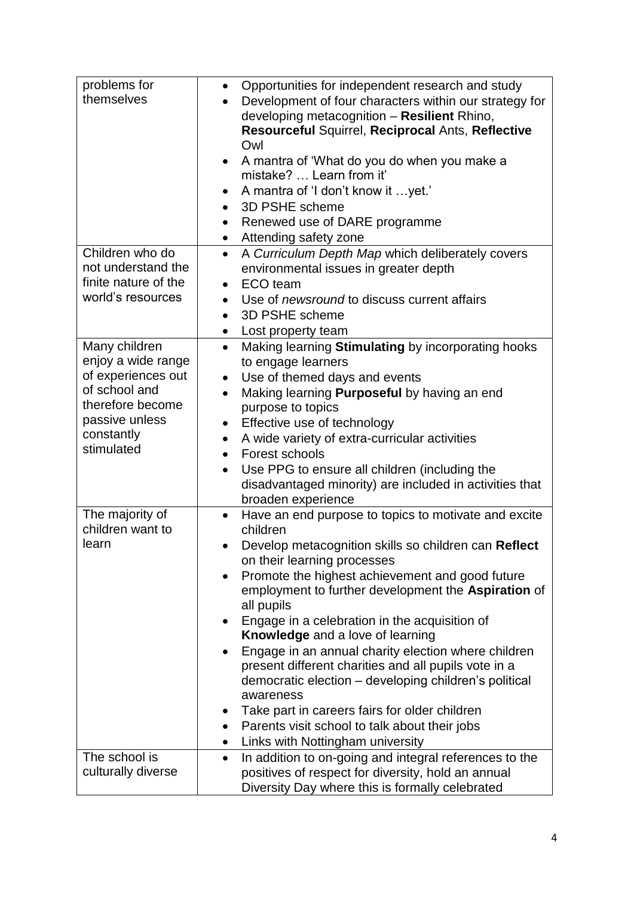| | |
|---|---|
| problems for themselves | • Opportunities for independent research and study<br>• Development of four characters within our strategy for developing metacognition – **Resilient** Rhino, **Resourceful** Squirrel, **Reciprocal** Ants, **Reflective** Owl<br>• A mantra of 'What do you do when you make a mistake? … Learn from it'<br>• A mantra of 'I don't know it …yet.'<br>• 3D PSHE scheme<br>• Renewed use of DARE programme<br>• Attending safety zone |
| Children who do not understand the finite nature of the world's resources | • A *Curriculum Depth Map* which deliberately covers environmental issues in greater depth<br>• ECO team<br>• Use of *newsround* to discuss current affairs<br>• 3D PSHE scheme<br>• Lost property team |
| Many children enjoy a wide range of experiences out of school and therefore become passive unless constantly stimulated | • Making learning **Stimulating** by incorporating hooks to engage learners<br>• Use of themed days and events<br>• Making learning **Purposeful** by having an end purpose to topics<br>• Effective use of technology<br>• A wide variety of extra-curricular activities<br>• Forest schools<br>• Use PPG to ensure all children (including the disadvantaged minority) are included in activities that broaden experience |
| The majority of children want to learn | • Have an end purpose to topics to motivate and excite children<br>• Develop metacognition skills so children can **Reflect** on their learning processes<br>• Promote the highest achievement and good future employment to further development the **Aspiration** of all pupils<br>• Engage in a celebration in the acquisition of **Knowledge** and a love of learning<br>• Engage in an annual charity election where children present different charities and all pupils vote in a democratic election – developing children's political awareness<br>• Take part in careers fairs for older children<br>• Parents visit school to talk about their jobs<br>• Links with Nottingham university |
| The school is culturally diverse | • In addition to on-going and integral references to the positives of respect for diversity, hold an annual Diversity Day where this is formally celebrated |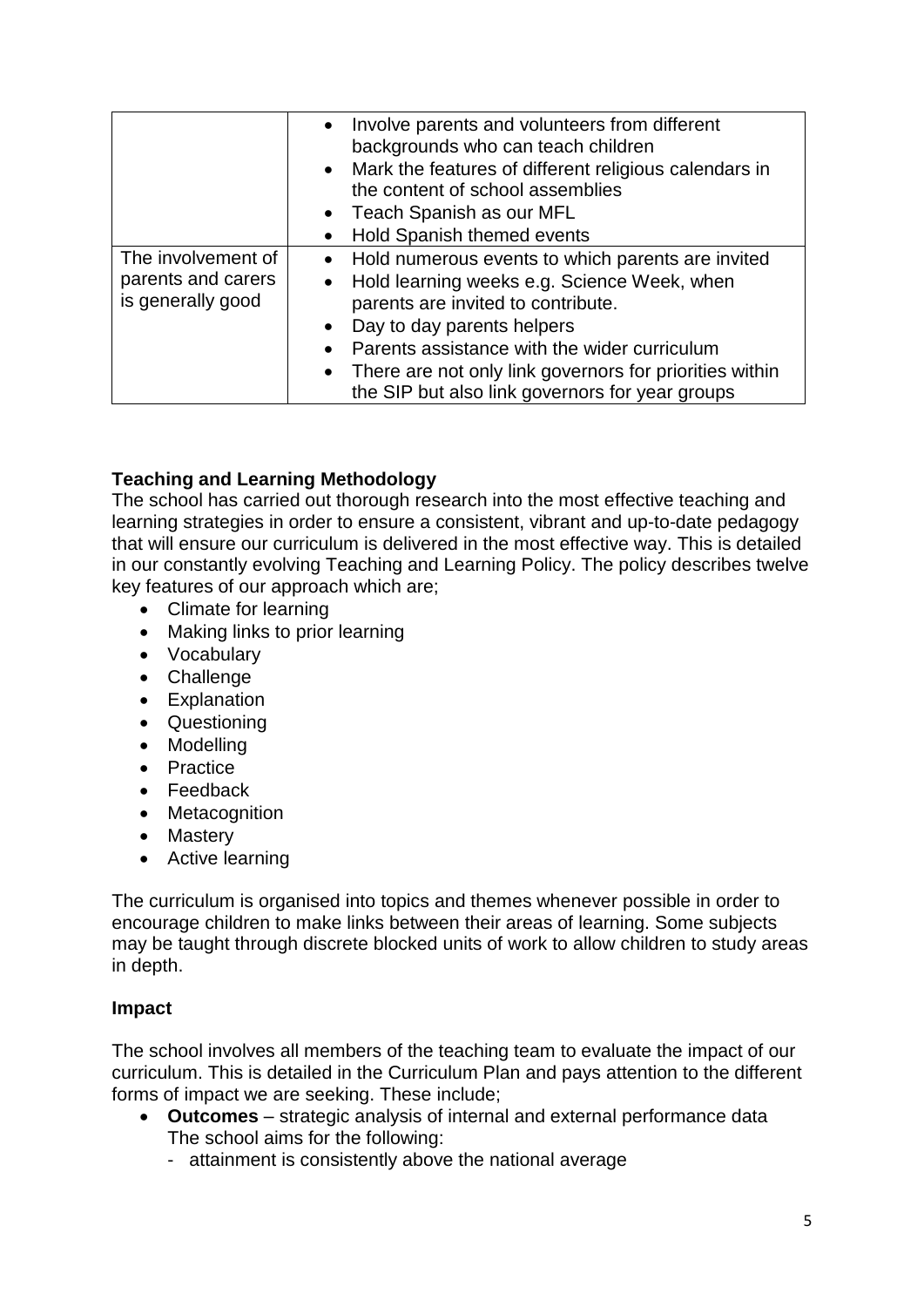|  |  |
| --- | --- |
|  | • Involve parents and volunteers from different backgrounds who can teach children<br>• Mark the features of different religious calendars in the content of school assemblies<br>• Teach Spanish as our MFL<br>• Hold Spanish themed events |
| The involvement of parents and carers is generally good | • Hold numerous events to which parents are invited<br>• Hold learning weeks e.g. Science Week, when parents are invited to contribute.<br>• Day to day parents helpers<br>• Parents assistance with the wider curriculum<br>• There are not only link governors for priorities within the SIP but also link governors for year groups |

**Teaching and Learning Methodology**

The school has carried out thorough research into the most effective teaching and learning strategies in order to ensure a consistent, vibrant and up-to-date pedagogy that will ensure our curriculum is delivered in the most effective way. This is detailed in our constantly evolving Teaching and Learning Policy. The policy describes twelve key features of our approach which are;

- Climate for learning
- Making links to prior learning
- Vocabulary
- Challenge
- Explanation
- Questioning
- Modelling
- Practice
- Feedback
- Metacognition
- Mastery
- Active learning

The curriculum is organised into topics and themes whenever possible in order to encourage children to make links between their areas of learning. Some subjects may be taught through discrete blocked units of work to allow children to study areas in depth.

**Impact**

The school involves all members of the teaching team to evaluate the impact of our curriculum. This is detailed in the Curriculum Plan and pays attention to the different forms of impact we are seeking. These include;

- **Outcomes** – strategic analysis of internal and external performance data
  The school aims for the following:
  - attainment is consistently above the national average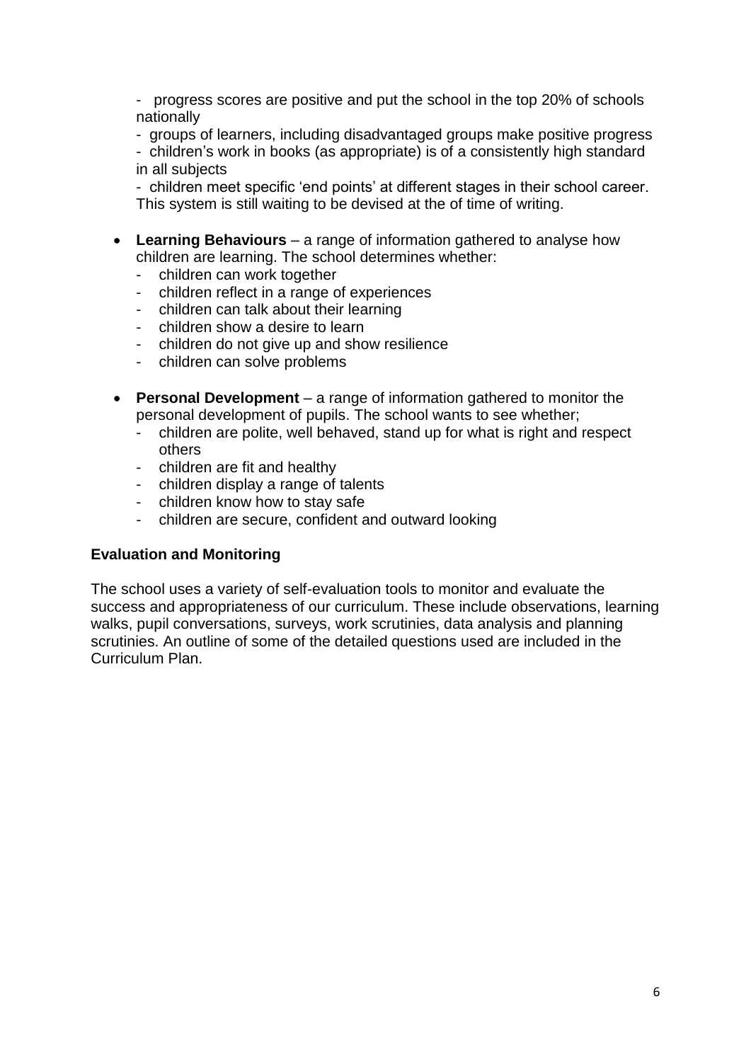- progress scores are positive and put the school in the top 20% of schools nationally
- groups of learners, including disadvantaged groups make positive progress
- children's work in books (as appropriate) is of a consistently high standard in all subjects
- children meet specific 'end points' at different stages in their school career. This system is still waiting to be devised at the of time of writing.

- **Learning Behaviours** – a range of information gathered to analyse how children are learning. The school determines whether:
  - children can work together
  - children reflect in a range of experiences
  - children can talk about their learning
  - children show a desire to learn
  - children do not give up and show resilience
  - children can solve problems

- **Personal Development** – a range of information gathered to monitor the personal development of pupils. The school wants to see whether;
  - children are polite, well behaved, stand up for what is right and respect others
  - children are fit and healthy
  - children display a range of talents
  - children know how to stay safe
  - children are secure, confident and outward looking

**Evaluation and Monitoring**

The school uses a variety of self-evaluation tools to monitor and evaluate the success and appropriateness of our curriculum. These include observations, learning walks, pupil conversations, surveys, work scrutinies, data analysis and planning scrutinies. An outline of some of the detailed questions used are included in the Curriculum Plan.